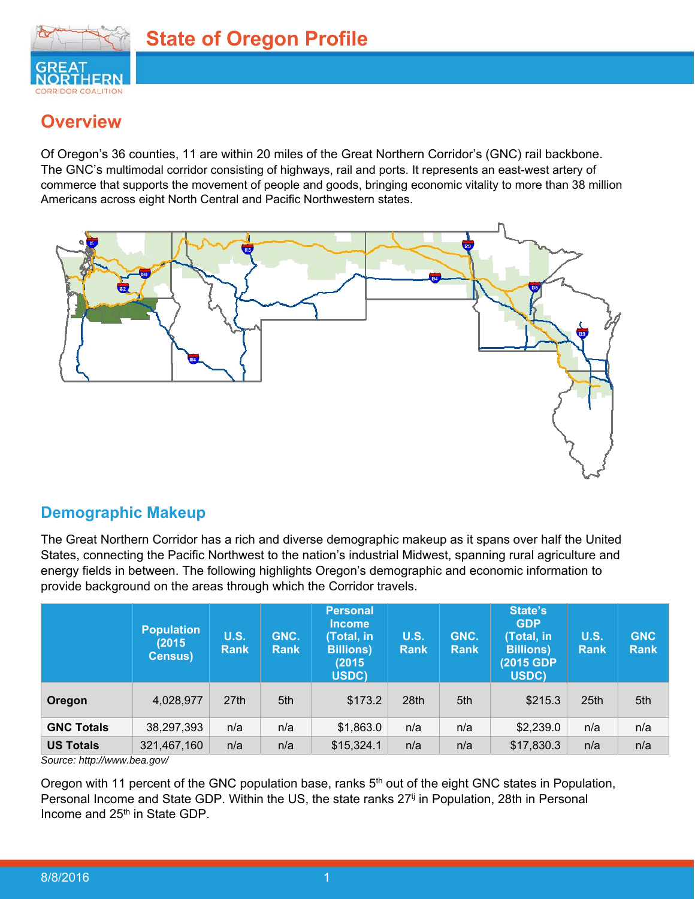# State of Oregon Profile

## Overview

Of Oregon's 36 counties, 11 are within 20 miles of the Great Northern Corridor's (GNC) rail backbone. The GNC's multimodal corridor consisting of highways, rail and ports. It represents an east-west artery of commerce that supports the movement of people and goods, bringing economic vitality to more than 38 million Americans across eight North Central and Pacific Northwestern states.

## Demographic Makeup

The Great Northern Corridor has a rich and diverse demographic makeup as it spans over half the United States, connecting the Pacific Northwest to the nation's industrial Midwest, spanning rural agriculture and energy fields in between. The following highlights Oregon's demographic and economic information to provide background on the areas through which the Corridor travels.

| | Population (2015 Census) | U.S. Rank | GNC. Rank | Personal Income (Total, in Billions) (2015 USDC) | U.S. Rank | GNC. Rank | State's GDP (Total, in Billions) (2015 GDP USDC) | U.S. Rank | GNC Rank |
|---|---|---|---|---|---|---|---|---|---|
| **Oregon** | 4,028,977 | 27th | 5th | $173.2 | 28th | 5th | $215.3 | 25th | 5th |
| **GNC Totals** | 38,297,393 | n/a | n/a | $1,863.0 | n/a | n/a | $2,239.0 | n/a | n/a |
| **US Totals** | 321,467,160 | n/a | n/a | $15,324.1 | n/a | n/a | $17,830.3 | n/a | n/a |

*Source: http://www.bea.gov/*

Oregon with 11 percent of the GNC population base, ranks 5th out of the eight GNC states in Population, Personal Income and State GDP. Within the US, the state ranks 27tj in Population, 28th in Personal Income and 25th in State GDP.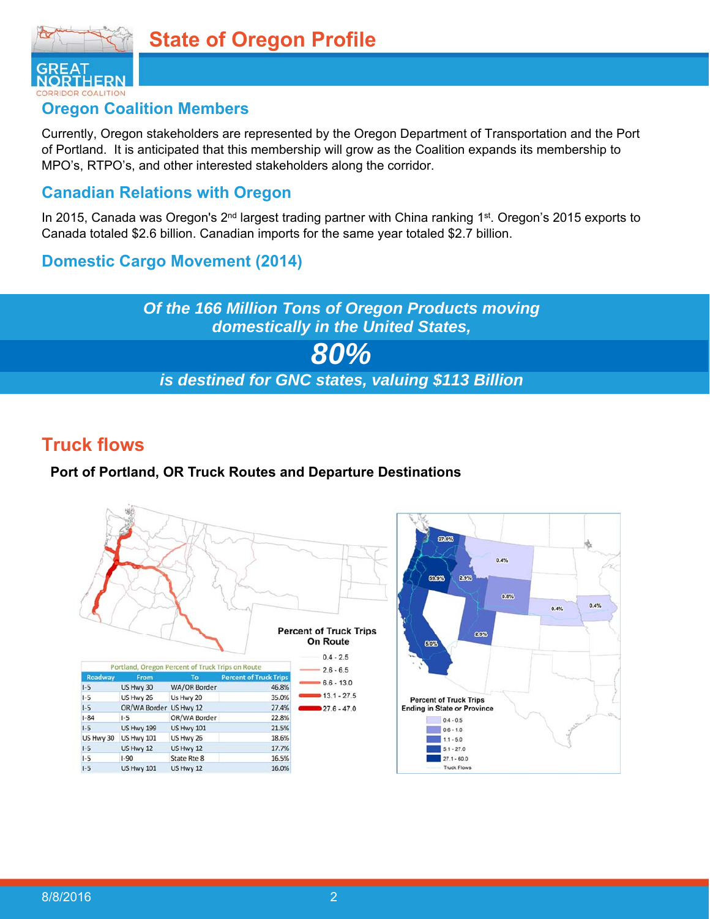# State of Oregon Profile

## Oregon Coalition Members

Currently, Oregon stakeholders are represented by the Oregon Department of Transportation and the Port of Portland. It is anticipated that this membership will grow as the Coalition expands its membership to MPO's, RTPO's, and other interested stakeholders along the corridor.

## Canadian Relations with Oregon

In 2015, Canada was Oregon's 2nd largest trading partner with China ranking 1st. Oregon's 2015 exports to Canada totaled $2.6 billion. Canadian imports for the same year totaled $2.7 billion.

## Domestic Cargo Movement (2014)

***Of the 166 Million Tons of Oregon Products moving domestically in the United States,***

***80%***

***is destined for GNC states, valuing $113 Billion***

## Truck flows

**Port of Portland, OR Truck Routes and Departure Destinations**

Portland, Oregon Percent of Truck Trips on Route

| Roadway | From | To | Percent of Truck Trips |
|---|---|---|---|
| I-5 | US Hwy 30 | WA/OR Border | 46.8% |
| I-5 | US Hwy 26 | Us Hwy 20 | 35.0% |
| I-5 | OR/WA Border | US Hwy 12 | 27.4% |
| I-84 | I-5 | OR/WA Border | 22.8% |
| I-5 | US Hwy 199 | US Hwy 101 | 21.5% |
| US Hwy 30 | US Hwy 101 | US Hwy 26 | 18.6% |
| I-5 | US Hwy 12 | US Hwy 12 | 17.7% |
| I-5 | I-90 | State Rte 8 | 16.5% |
| I-5 | US Hwy 101 | US Hwy 12 | 16.0% |

Percent of Truck Trips On Route: 0.4 - 2.5; 2.6 - 6.5; 6.6 - 13.0; 13.1 - 27.5; 27.6 - 47.0

Percent of Truck Trips Ending in State or Province: 0.4 - 0.5; 0.6 - 1.0; 1.1 - 5.0; 5.1 - 27.0; 27.1 - 60.0; Truck Flows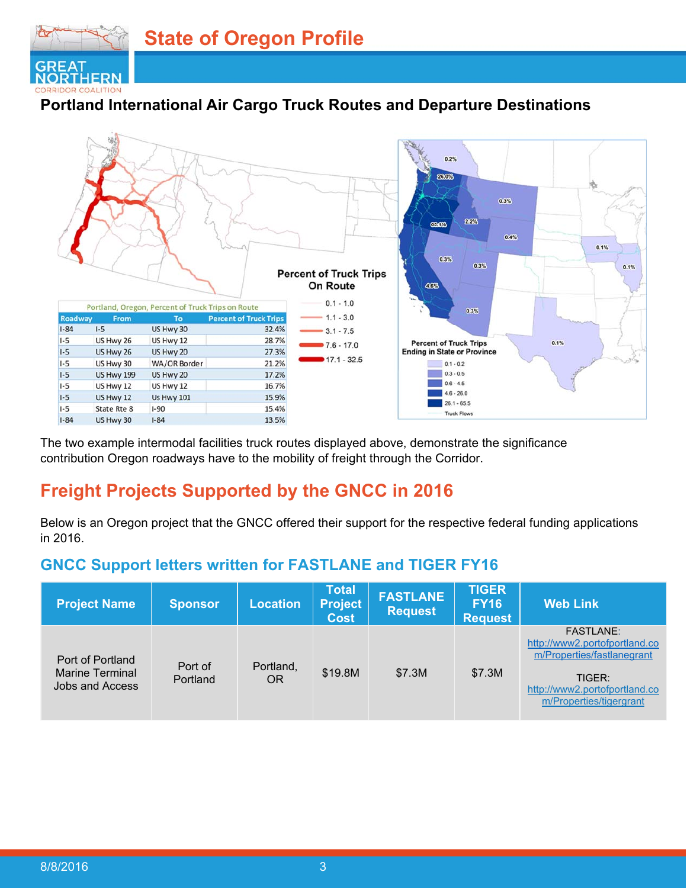## Portland International Air Cargo Truck Routes and Departure Destinations

Portland, Oregon, Percent of Truck Trips on Route

| Roadway | From | To | Percent of Truck Trips |
|---|---|---|---|
| I-84 | I-5 | US Hwy 30 | 32.4% |
| I-5 | US Hwy 26 | US Hwy 12 | 28.7% |
| I-5 | US Hwy 26 | US Hwy 20 | 27.3% |
| I-5 | US Hwy 30 | WA/OR Border | 21.2% |
| I-5 | US Hwy 199 | US Hwy 20 | 17.2% |
| I-5 | US Hwy 12 | US Hwy 12 | 16.7% |
| I-5 | US Hwy 12 | Us Hwy 101 | 15.9% |
| I-5 | State Rte 8 | I-90 | 15.4% |
| I-84 | US Hwy 30 | I-84 | 13.5% |

Percent of Truck Trips On Route: 0.1 - 1.0; 1.1 - 3.0; 3.1 - 7.5; 7.6 - 17.0; 17.1 - 32.5

Percent of Truck Trips Ending in State or Province: 0.1 - 0.2; 0.3 - 0.5; 0.6 - 4.5; 4.6 - 26.0; 26.1 - 65.5; Truck Flows

The two example intermodal facilities truck routes displayed above, demonstrate the significance contribution Oregon roadways have to the mobility of freight through the Corridor.

# Freight Projects Supported by the GNCC in 2016

Below is an Oregon project that the GNCC offered their support for the respective federal funding applications in 2016.

### GNCC Support letters written for FASTLANE and TIGER FY16

| Project Name | Sponsor | Location | Total Project Cost | FASTLANE Request | TIGER FY16 Request | Web Link |
|---|---|---|---|---|---|---|
| Port of Portland Marine Terminal Jobs and Access | Port of Portland | Portland, OR | $19.8M | $7.3M | $7.3M | FASTLANE: http://www2.portofportland.com/Properties/fastlanegrant TIGER: http://www2.portofportland.com/Properties/tigergrant |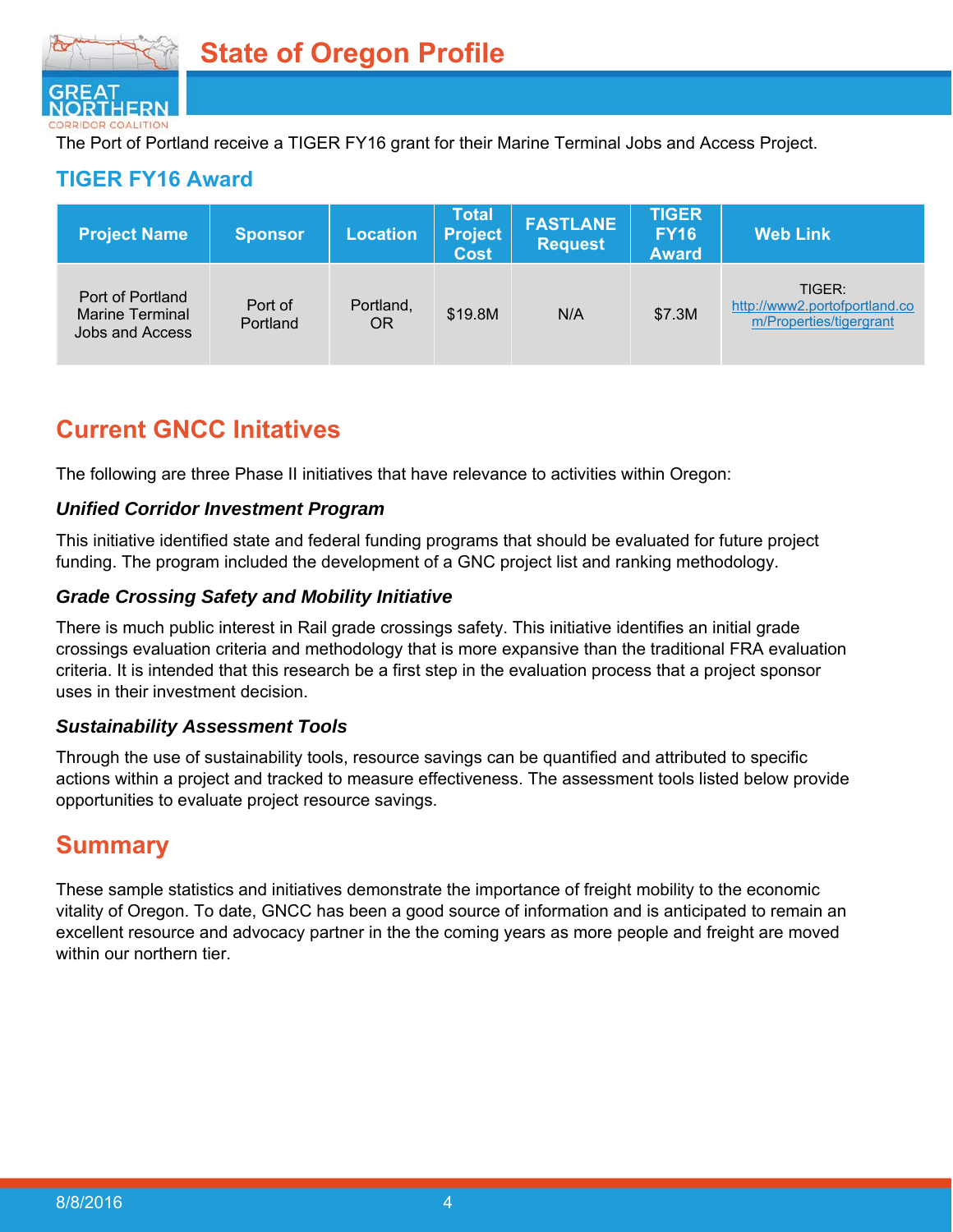# State of Oregon Profile

The Port of Portland receive a TIGER FY16 grant for their Marine Terminal Jobs and Access Project.

## TIGER FY16 Award

| Project Name | Sponsor | Location | Total Project Cost | FASTLANE Request | TIGER FY16 Award | Web Link |
|---|---|---|---|---|---|---|
| Port of Portland Marine Terminal Jobs and Access | Port of Portland | Portland, OR | $19.8M | N/A | $7.3M | TIGER: http://www2.portofportland.com/Properties/tigergrant |

## Current GNCC Initatives

The following are three Phase II initiatives that have relevance to activities within Oregon:

### *Unified Corridor Investment Program*

This initiative identified state and federal funding programs that should be evaluated for future project funding. The program included the development of a GNC project list and ranking methodology.

### *Grade Crossing Safety and Mobility Initiative*

There is much public interest in Rail grade crossings safety. This initiative identifies an initial grade crossings evaluation criteria and methodology that is more expansive than the traditional FRA evaluation criteria. It is intended that this research be a first step in the evaluation process that a project sponsor uses in their investment decision.

### *Sustainability Assessment Tools*

Through the use of sustainability tools, resource savings can be quantified and attributed to specific actions within a project and tracked to measure effectiveness. The assessment tools listed below provide opportunities to evaluate project resource savings.

## Summary

These sample statistics and initiatives demonstrate the importance of freight mobility to the economic vitality of Oregon. To date, GNCC has been a good source of information and is anticipated to remain an excellent resource and advocacy partner in the the coming years as more people and freight are moved within our northern tier.